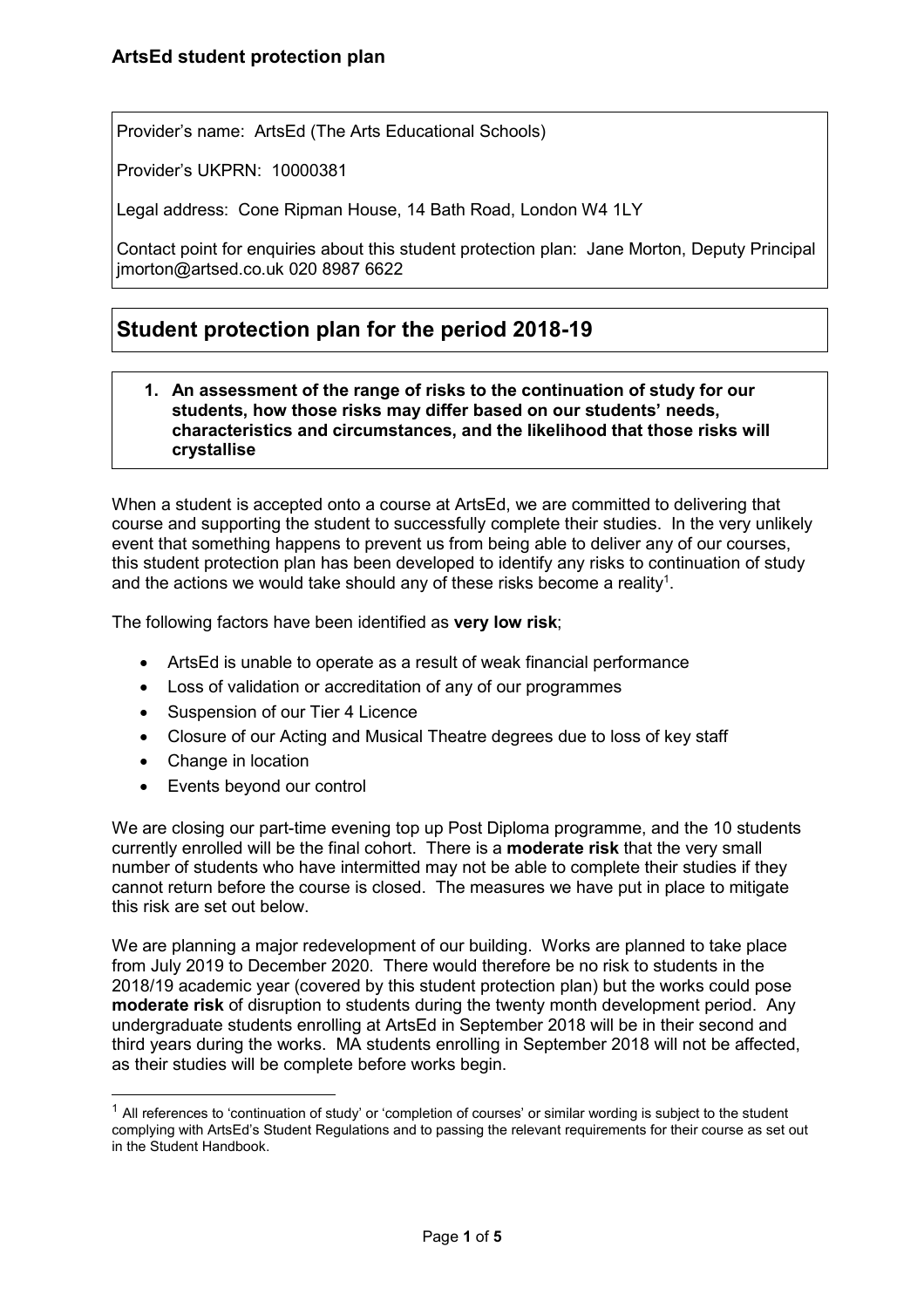## ArtsEd student protection plan

Provider's name: ArtsEd (The Arts Educational Schools)

Provider's UKPRN: 10000381

Legal address: Cone Ripman House, 14 Bath Road, London W4 1LY

Contact point for enquiries about this student protection plan: Jane Morton, Deputy Principal jmorton@artsed.co.uk 020 8987 6622

# Student protection plan for the period 2018-19

**1. An assessment of the range of risks to the continuation of study for our students, how those risks may differ based on our students' needs, characteristics and circumstances, and the likelihood that those risks will crystallise**

When a student is accepted onto a course at ArtsEd, we are committed to delivering that course and supporting the student to successfully complete their studies. In the very unlikely event that something happens to prevent us from being able to deliver any of our courses, this student protection plan has been developed to identify any risks to continuation of study and the actions we would take should any of these risks become a reality[1].

The following factors have been identified as **very low risk**;

- ArtsEd is unable to operate as a result of weak financial performance
- Loss of validation or accreditation of any of our programmes
- Suspension of our Tier 4 Licence
- Closure of our Acting and Musical Theatre degrees due to loss of key staff
- Change in location
- Events beyond our control

We are closing our part-time evening top up Post Diploma programme, and the 10 students currently enrolled will be the final cohort. There is a **moderate risk** that the very small number of students who have intermitted may not be able to complete their studies if they cannot return before the course is closed. The measures we have put in place to mitigate this risk are set out below.

We are planning a major redevelopment of our building. Works are planned to take place from July 2019 to December 2020. There would therefore be no risk to students in the 2018/19 academic year (covered by this student protection plan) but the works could pose **moderate risk** of disruption to students during the twenty month development period. Any undergraduate students enrolling at ArtsEd in September 2018 will be in their second and third years during the works. MA students enrolling in September 2018 will not be affected, as their studies will be complete before works begin.

[1] All references to 'continuation of study' or 'completion of courses' or similar wording is subject to the student complying with ArtsEd's Student Regulations and to passing the relevant requirements for their course as set out in the Student Handbook.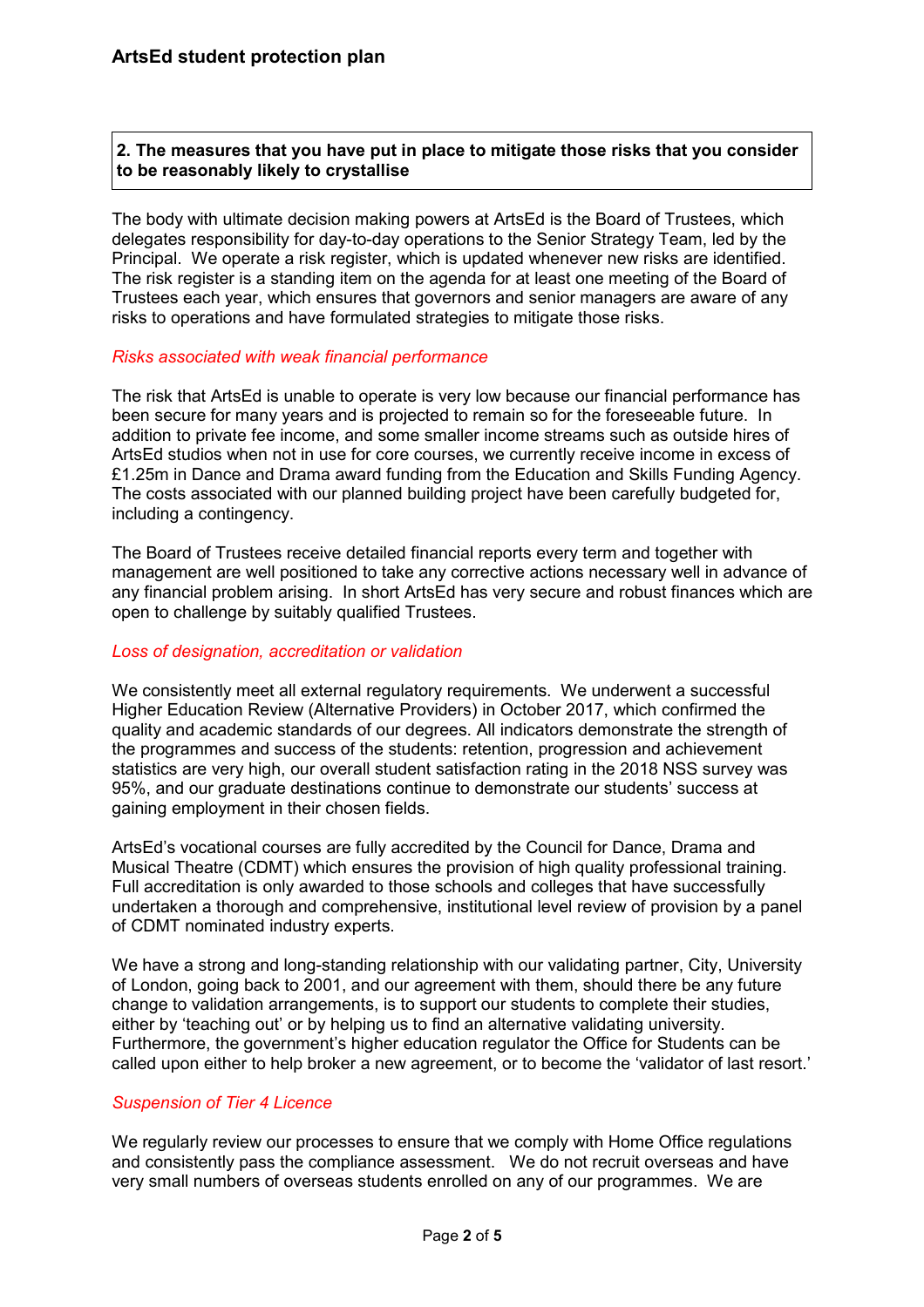**2. The measures that you have put in place to mitigate those risks that you consider to be reasonably likely to crystallise**

The body with ultimate decision making powers at ArtsEd is the Board of Trustees, which delegates responsibility for day-to-day operations to the Senior Strategy Team, led by the Principal. We operate a risk register, which is updated whenever new risks are identified. The risk register is a standing item on the agenda for at least one meeting of the Board of Trustees each year, which ensures that governors and senior managers are aware of any risks to operations and have formulated strategies to mitigate those risks.

*Risks associated with weak financial performance*

The risk that ArtsEd is unable to operate is very low because our financial performance has been secure for many years and is projected to remain so for the foreseeable future. In addition to private fee income, and some smaller income streams such as outside hires of ArtsEd studios when not in use for core courses, we currently receive income in excess of £1.25m in Dance and Drama award funding from the Education and Skills Funding Agency. The costs associated with our planned building project have been carefully budgeted for, including a contingency.

The Board of Trustees receive detailed financial reports every term and together with management are well positioned to take any corrective actions necessary well in advance of any financial problem arising. In short ArtsEd has very secure and robust finances which are open to challenge by suitably qualified Trustees.

*Loss of designation, accreditation or validation*

We consistently meet all external regulatory requirements. We underwent a successful Higher Education Review (Alternative Providers) in October 2017, which confirmed the quality and academic standards of our degrees. All indicators demonstrate the strength of the programmes and success of the students: retention, progression and achievement statistics are very high, our overall student satisfaction rating in the 2018 NSS survey was 95%, and our graduate destinations continue to demonstrate our students' success at gaining employment in their chosen fields.

ArtsEd's vocational courses are fully accredited by the Council for Dance, Drama and Musical Theatre (CDMT) which ensures the provision of high quality professional training. Full accreditation is only awarded to those schools and colleges that have successfully undertaken a thorough and comprehensive, institutional level review of provision by a panel of CDMT nominated industry experts.

We have a strong and long-standing relationship with our validating partner, City, University of London, going back to 2001, and our agreement with them, should there be any future change to validation arrangements, is to support our students to complete their studies, either by 'teaching out' or by helping us to find an alternative validating university. Furthermore, the government's higher education regulator the Office for Students can be called upon either to help broker a new agreement, or to become the 'validator of last resort.'

*Suspension of Tier 4 Licence*

We regularly review our processes to ensure that we comply with Home Office regulations and consistently pass the compliance assessment. We do not recruit overseas and have very small numbers of overseas students enrolled on any of our programmes. We are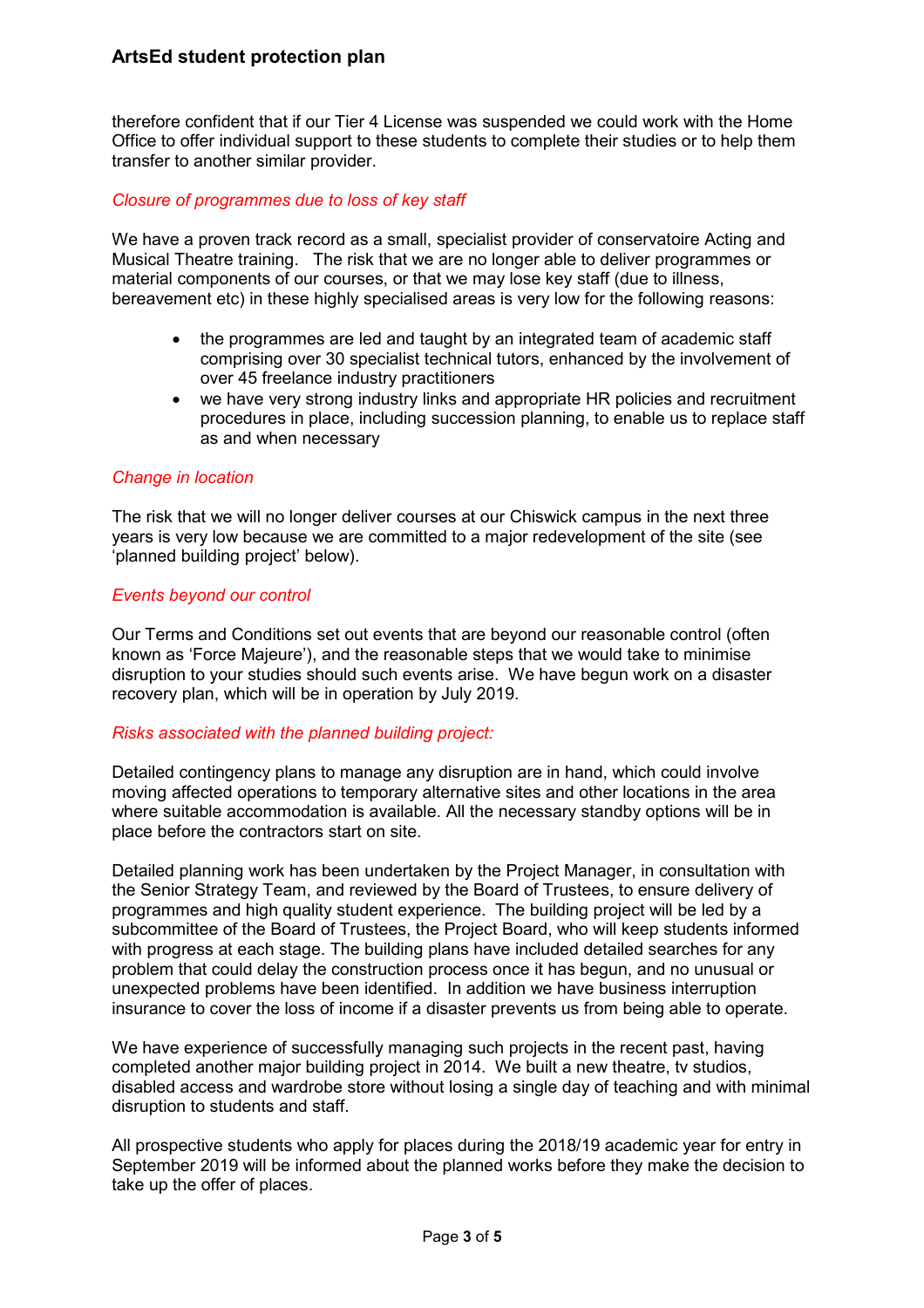therefore confident that if our Tier 4 License was suspended we could work with the Home Office to offer individual support to these students to complete their studies or to help them transfer to another similar provider.

*Closure of programmes due to loss of key staff*

We have a proven track record as a small, specialist provider of conservatoire Acting and Musical Theatre training. The risk that we are no longer able to deliver programmes or material components of our courses, or that we may lose key staff (due to illness, bereavement etc) in these highly specialised areas is very low for the following reasons:

- the programmes are led and taught by an integrated team of academic staff comprising over 30 specialist technical tutors, enhanced by the involvement of over 45 freelance industry practitioners
- we have very strong industry links and appropriate HR policies and recruitment procedures in place, including succession planning, to enable us to replace staff as and when necessary

*Change in location*

The risk that we will no longer deliver courses at our Chiswick campus in the next three years is very low because we are committed to a major redevelopment of the site (see 'planned building project' below).

*Events beyond our control*

Our Terms and Conditions set out events that are beyond our reasonable control (often known as 'Force Majeure'), and the reasonable steps that we would take to minimise disruption to your studies should such events arise. We have begun work on a disaster recovery plan, which will be in operation by July 2019.

*Risks associated with the planned building project:*

Detailed contingency plans to manage any disruption are in hand, which could involve moving affected operations to temporary alternative sites and other locations in the area where suitable accommodation is available. All the necessary standby options will be in place before the contractors start on site.

Detailed planning work has been undertaken by the Project Manager, in consultation with the Senior Strategy Team, and reviewed by the Board of Trustees, to ensure delivery of programmes and high quality student experience. The building project will be led by a subcommittee of the Board of Trustees, the Project Board, who will keep students informed with progress at each stage. The building plans have included detailed searches for any problem that could delay the construction process once it has begun, and no unusual or unexpected problems have been identified. In addition we have business interruption insurance to cover the loss of income if a disaster prevents us from being able to operate.

We have experience of successfully managing such projects in the recent past, having completed another major building project in 2014. We built a new theatre, tv studios, disabled access and wardrobe store without losing a single day of teaching and with minimal disruption to students and staff.

All prospective students who apply for places during the 2018/19 academic year for entry in September 2019 will be informed about the planned works before they make the decision to take up the offer of places.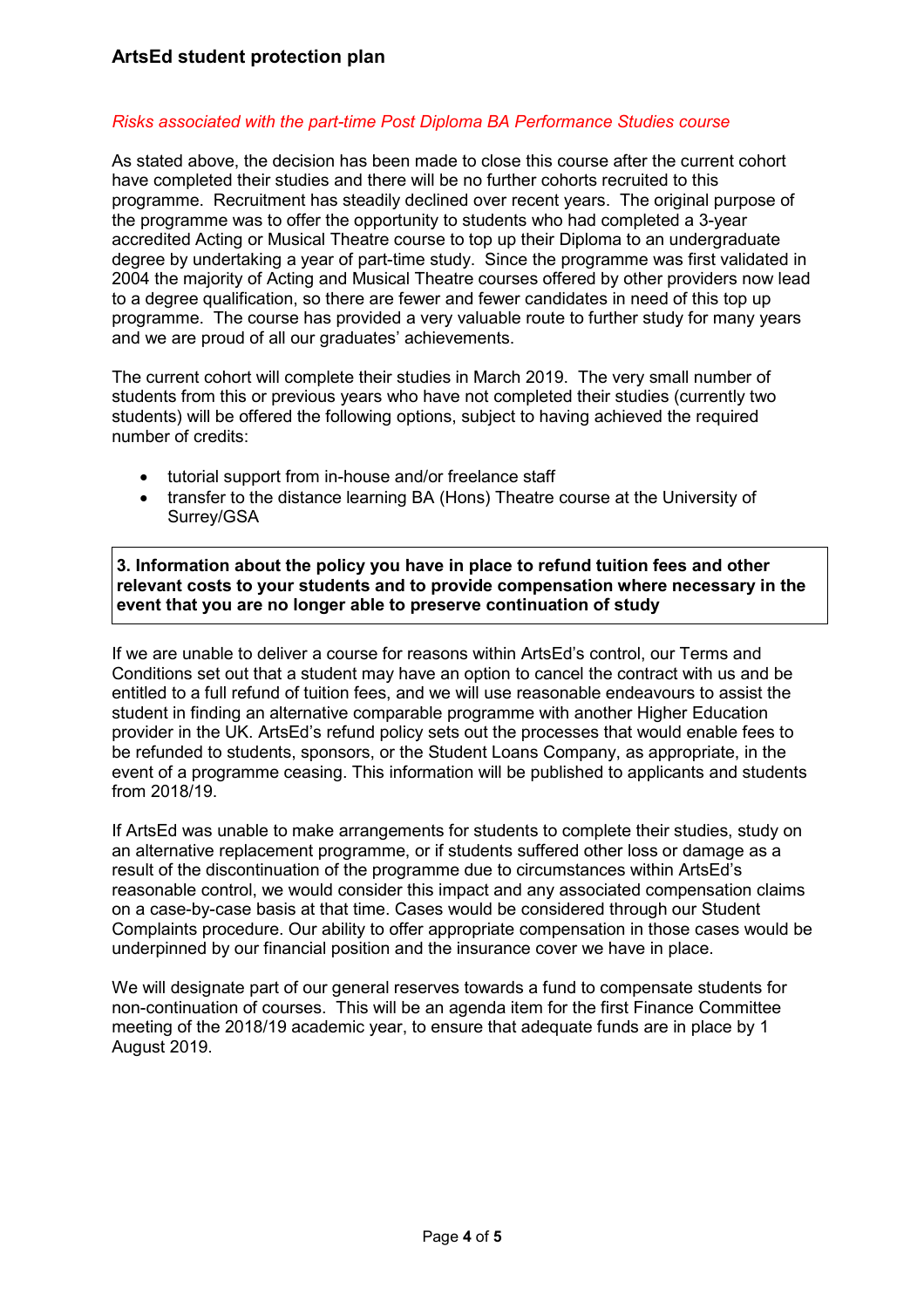*Risks associated with the part-time Post Diploma BA Performance Studies course*

As stated above, the decision has been made to close this course after the current cohort have completed their studies and there will be no further cohorts recruited to this programme. Recruitment has steadily declined over recent years. The original purpose of the programme was to offer the opportunity to students who had completed a 3-year accredited Acting or Musical Theatre course to top up their Diploma to an undergraduate degree by undertaking a year of part-time study. Since the programme was first validated in 2004 the majority of Acting and Musical Theatre courses offered by other providers now lead to a degree qualification, so there are fewer and fewer candidates in need of this top up programme. The course has provided a very valuable route to further study for many years and we are proud of all our graduates' achievements.

The current cohort will complete their studies in March 2019. The very small number of students from this or previous years who have not completed their studies (currently two students) will be offered the following options, subject to having achieved the required number of credits:

- tutorial support from in-house and/or freelance staff
- transfer to the distance learning BA (Hons) Theatre course at the University of Surrey/GSA

**3. Information about the policy you have in place to refund tuition fees and other relevant costs to your students and to provide compensation where necessary in the event that you are no longer able to preserve continuation of study**

If we are unable to deliver a course for reasons within ArtsEd's control, our Terms and Conditions set out that a student may have an option to cancel the contract with us and be entitled to a full refund of tuition fees, and we will use reasonable endeavours to assist the student in finding an alternative comparable programme with another Higher Education provider in the UK. ArtsEd's refund policy sets out the processes that would enable fees to be refunded to students, sponsors, or the Student Loans Company, as appropriate, in the event of a programme ceasing. This information will be published to applicants and students from 2018/19.

If ArtsEd was unable to make arrangements for students to complete their studies, study on an alternative replacement programme, or if students suffered other loss or damage as a result of the discontinuation of the programme due to circumstances within ArtsEd's reasonable control, we would consider this impact and any associated compensation claims on a case-by-case basis at that time. Cases would be considered through our Student Complaints procedure. Our ability to offer appropriate compensation in those cases would be underpinned by our financial position and the insurance cover we have in place.

We will designate part of our general reserves towards a fund to compensate students for non-continuation of courses. This will be an agenda item for the first Finance Committee meeting of the 2018/19 academic year, to ensure that adequate funds are in place by 1 August 2019.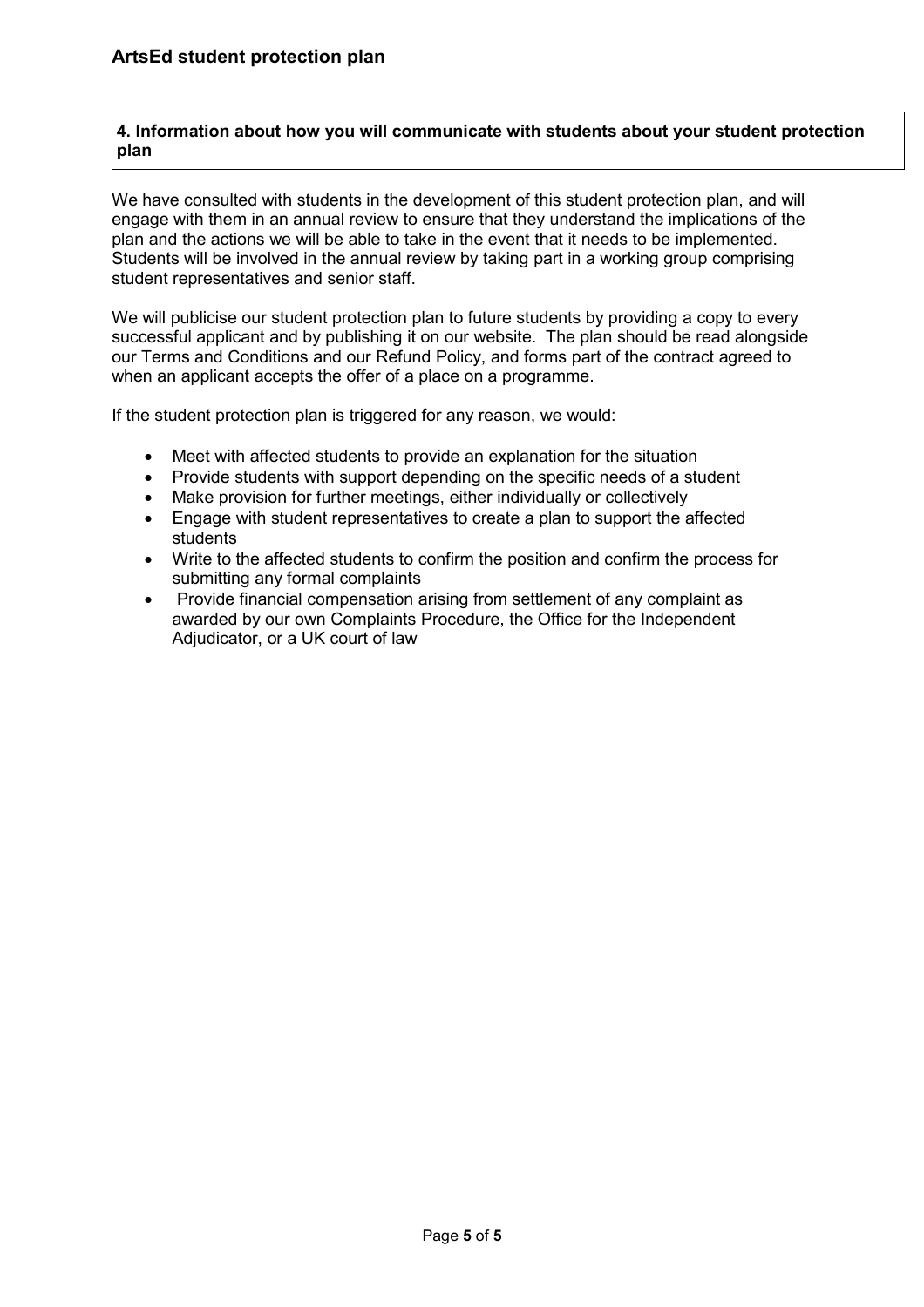**4. Information about how you will communicate with students about your student protection plan**

We have consulted with students in the development of this student protection plan, and will engage with them in an annual review to ensure that they understand the implications of the plan and the actions we will be able to take in the event that it needs to be implemented. Students will be involved in the annual review by taking part in a working group comprising student representatives and senior staff.

We will publicise our student protection plan to future students by providing a copy to every successful applicant and by publishing it on our website. The plan should be read alongside our Terms and Conditions and our Refund Policy, and forms part of the contract agreed to when an applicant accepts the offer of a place on a programme.

If the student protection plan is triggered for any reason, we would:

- Meet with affected students to provide an explanation for the situation
- Provide students with support depending on the specific needs of a student
- Make provision for further meetings, either individually or collectively
- Engage with student representatives to create a plan to support the affected students
- Write to the affected students to confirm the position and confirm the process for submitting any formal complaints
- Provide financial compensation arising from settlement of any complaint as awarded by our own Complaints Procedure, the Office for the Independent Adjudicator, or a UK court of law